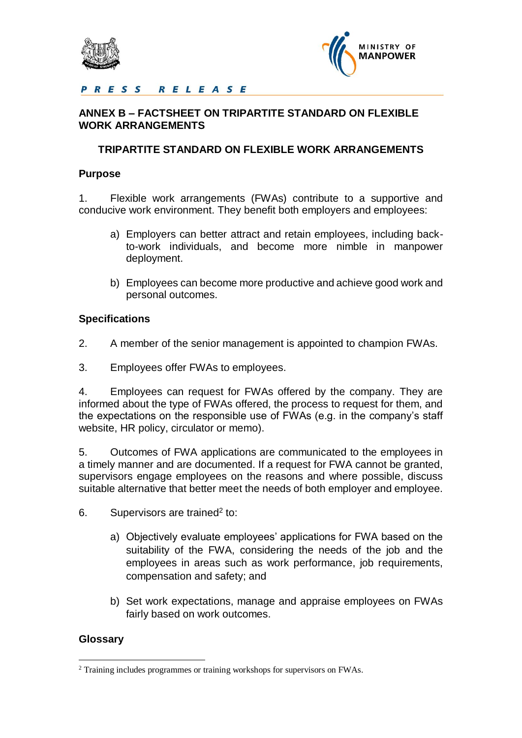PRESS RELEASE

## ANNEX B – FACTSHEET ON TRIPARTITE STANDARD ON FLEXIBLE WORK ARRANGEMENTS

### TRIPARTITE STANDARD ON FLEXIBLE WORK ARRANGEMENTS

**Purpose**

1. Flexible work arrangements (FWAs) contribute to a supportive and conducive work environment. They benefit both employers and employees:

   a) Employers can better attract and retain employees, including back-to-work individuals, and become more nimble in manpower deployment.

   b) Employees can become more productive and achieve good work and personal outcomes.

**Specifications**

2. A member of the senior management is appointed to champion FWAs.

3. Employees offer FWAs to employees.

4. Employees can request for FWAs offered by the company. They are informed about the type of FWAs offered, the process to request for them, and the expectations on the responsible use of FWAs (e.g. in the company's staff website, HR policy, circulator or memo).

5. Outcomes of FWA applications are communicated to the employees in a timely manner and are documented. If a request for FWA cannot be granted, supervisors engage employees on the reasons and where possible, discuss suitable alternative that better meet the needs of both employer and employee.

6. Supervisors are trained[2] to:

   a) Objectively evaluate employees' applications for FWA based on the suitability of the FWA, considering the needs of the job and the employees in areas such as work performance, job requirements, compensation and safety; and

   b) Set work expectations, manage and appraise employees on FWAs fairly based on work outcomes.

**Glossary**

[2] Training includes programmes or training workshops for supervisors on FWAs.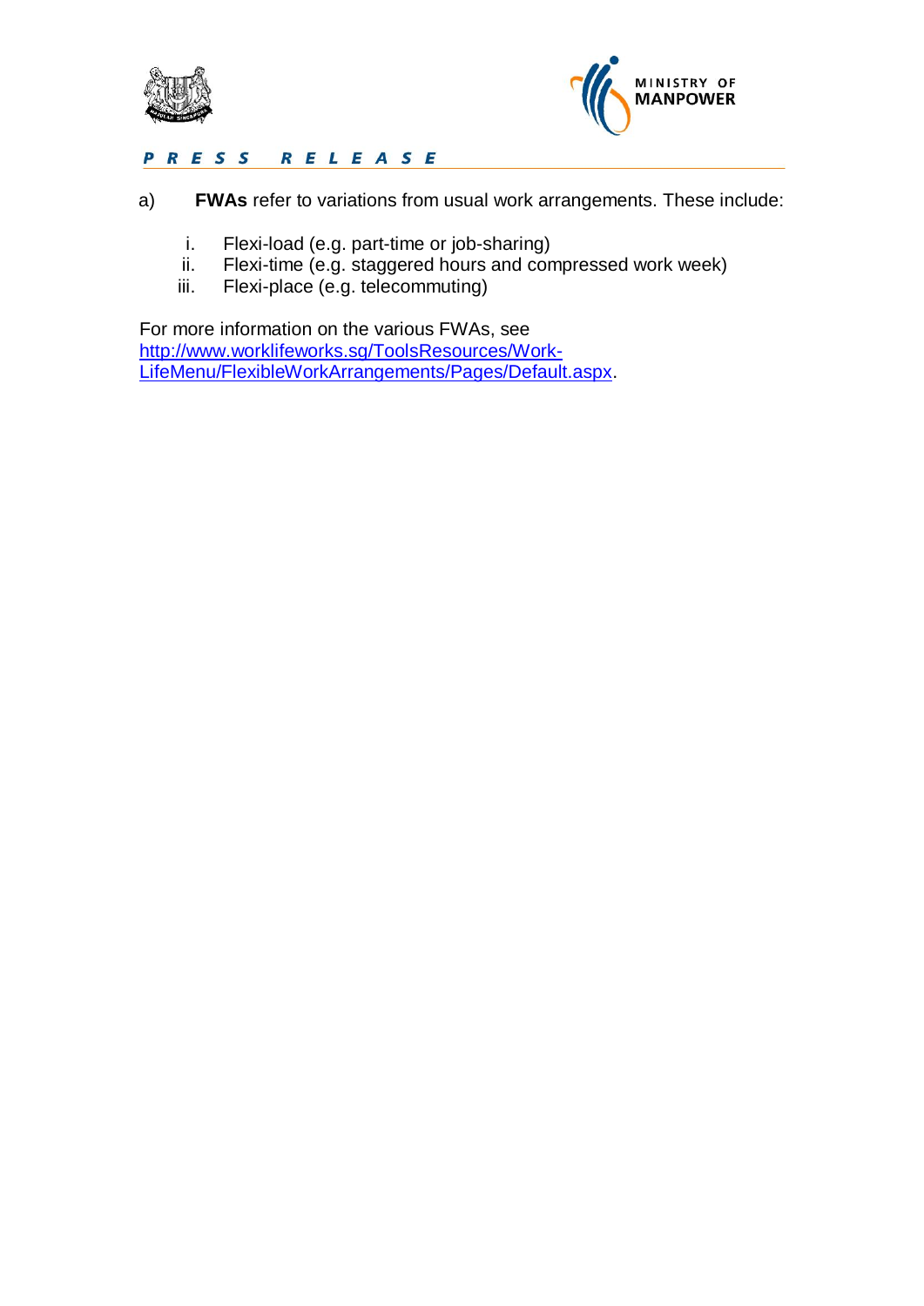a) **FWAs** refer to variations from usual work arrangements. These include:

i. Flexi-load (e.g. part-time or job-sharing)
ii. Flexi-time (e.g. staggered hours and compressed work week)
iii. Flexi-place (e.g. telecommuting)

For more information on the various FWAs, see [http://www.worklifeworks.sg/ToolsResources/Work-LifeMenu/FlexibleWorkArrangements/Pages/Default.aspx](http://www.worklifeworks.sg/ToolsResources/Work-LifeMenu/FlexibleWorkArrangements/Pages/Default.aspx).